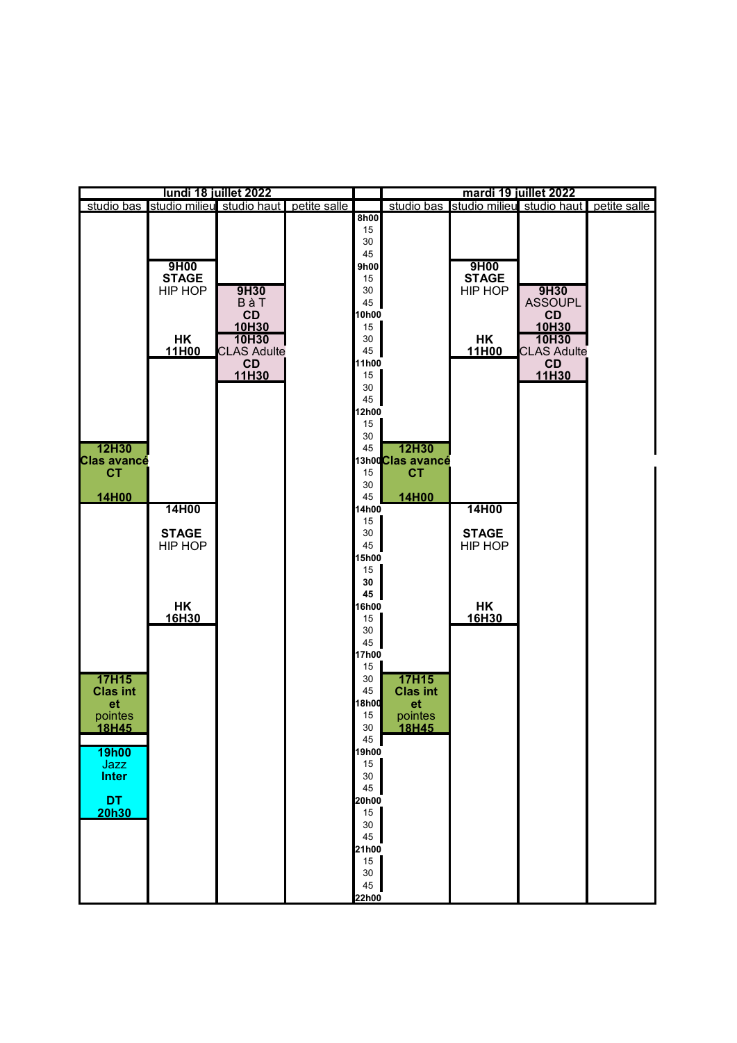## lundi 18 juillet 2022

| studio bas | studio milieu | studio haut | petite salle |
|---|---|---|---|
| **12H30** Clas avancé CT **14H00** | **9H00** **STAGE** HIP HOP **HK** **11H00** | **9H30** B à T **CD** **10H30** | |
| **17H15** Clas int et pointes **18H45** | **14H00** **STAGE** HIP HOP **HK** **16H30** | **10H30** CLAS Adulte **CD** **11H30** | |
| **19h00** Jazz **Inter** **DT** **20h30** | | | |

## mardi 19 juillet 2022

| studio bas | studio milieu | studio haut | petite salle |
|---|---|---|---|
| **12H30** Clas avancé CT **14H00** | **9H00** **STAGE** HIP HOP **HK** **11H00** | **9H30** ASSOUPL **CD** **10H30** | |
| **17H15** Clas int et pointes **18H45** | **14H00** **STAGE** HIP HOP **HK** **16H30** | **10H30** CLAS Adulte **CD** **11H30** | |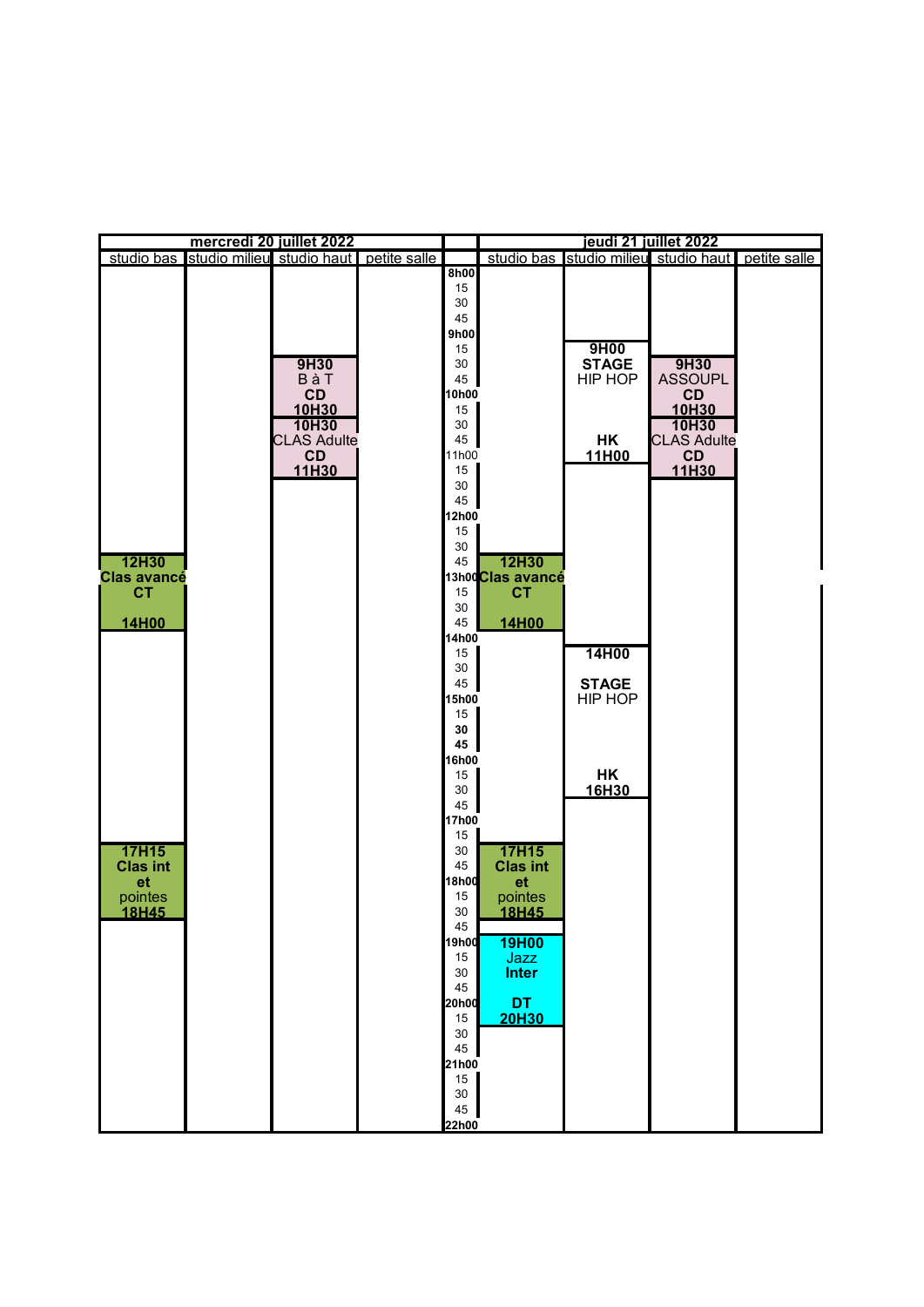| mercredi 20 juillet 2022 | | | | | jeudi 21 juillet 2022 | | | |
|---|---|---|---|---|---|---|---|---|
| studio bas | studio milieu | studio haut | petite salle | | studio bas | studio milieu | studio haut | petite salle |
| | | | | 8h00 | | | | |
| | | | | 15 | | | | |
| | | | | 30 | | | | |
| | | | | 45 | | | | |
| | | | | 9h00 | | | | |
| | | | | 15 | | 9H00 STAGE HIP HOP | | |
| | | 9H30 B à T CD | | 30 | | | 9H30 ASSOUPL CD | |
| | | | | 45 | | | | |
| | | 10H30 | | 10h00 | | | 10H30 | |
| | | 10H30 CLAS Adulte CD | | 15 | | | 10H30 CLAS Adulte CD | |
| | | | | 30 | | | | |
| | | | | 45 | | HK | | |
| | | 11H30 | | 11h00 | | 11H00 | 11H30 | |
| | | | | 15 | | | | |
| | | | | 30 | | | | |
| | | | | 45 | | | | |
| | | | | 12h00 | | | | |
| | | | | 15 | | | | |
| 12H30 Clas avancé CT | | | | 30 | | | | |
| | | | | 45 | 12H30 Clas avancé CT | | | |
| | | | | 13h00 | | | | |
| | | | | 15 | | | | |
| | | | | 30 | | | | |
| 14H00 | | | | 45 | 14H00 | | | |
| | | | | 14h00 | | | | |
| | | | | 15 | | 14H00 STAGE HIP HOP | | |
| | | | | 30 | | | | |
| | | | | 45 | | | | |
| | | | | 15h00 | | | | |
| | | | | 15 | | | | |
| | | | | 30 | | | | |
| | | | | 45 | | | | |
| | | | | 16h00 | | | | |
| | | | | 15 | | HK | | |
| | | | | 30 | | 16H30 | | |
| | | | | 45 | | | | |
| | | | | 17h00 | | | | |
| 17H15 Clas int et pointes | | | | 15 | | | | |
| | | | | 30 | 17H15 Clas int et pointes | | | |
| | | | | 45 | | | | |
| | | | | 18h00 | | | | |
| | | | | 15 | | | | |
| 18H45 | | | | 30 | 18H45 | | | |
| | | | | 45 | | | | |
| | | | | 19h00 | 19H00 Jazz Inter DT | | | |
| | | | | 15 | | | | |
| | | | | 30 | | | | |
| | | | | 45 | | | | |
| | | | | 20h00 | | | | |
| | | | | 15 | 20H30 | | | |
| | | | | 30 | | | | |
| | | | | 45 | | | | |
| | | | | 21h00 | | | | |
| | | | | 15 | | | | |
| | | | | 30 | | | | |
| | | | | 45 | | | | |
| | | | | 22h00 | | | | |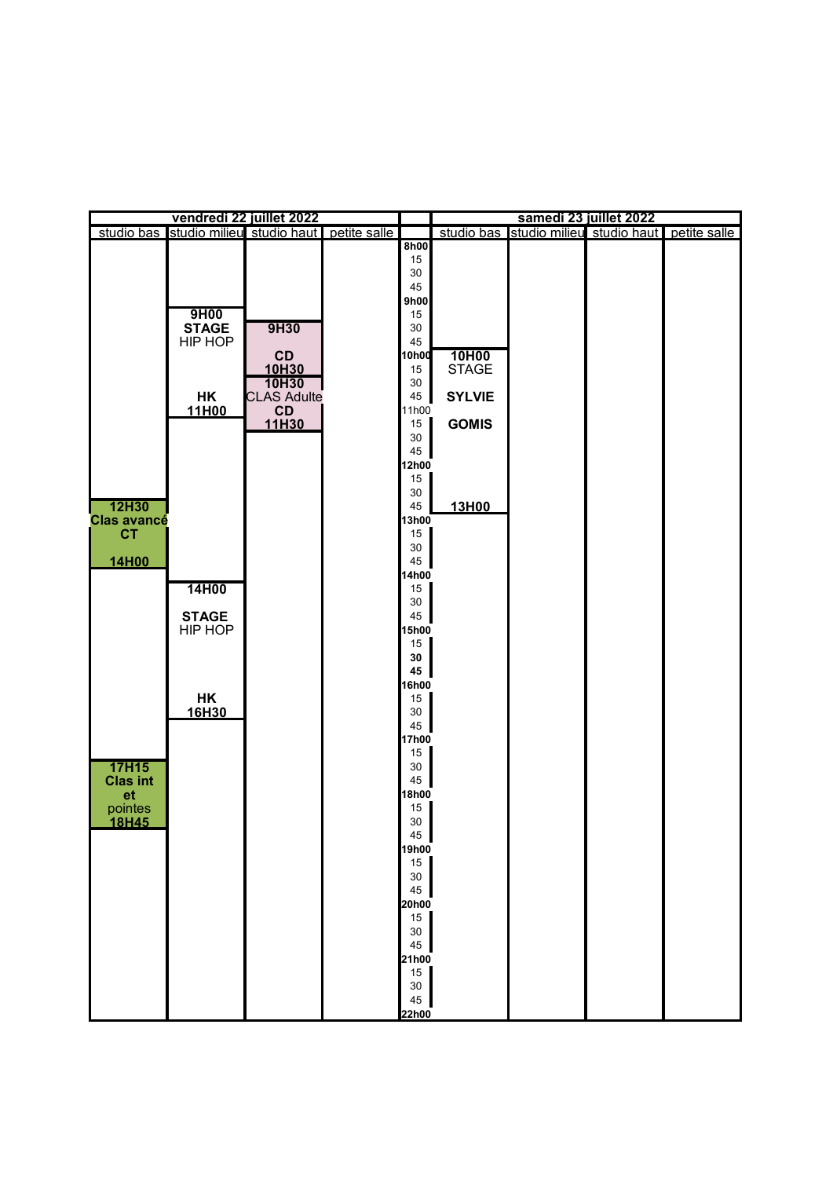| vendredi 22 juillet 2022 | | | | | samedi 23 juillet 2022 | | | |
|---|---|---|---|---|---|---|---|---|
| studio bas | studio milieu | studio haut | petite salle | | studio bas | studio milieu | studio haut | petite salle |
| | | | | 8h00 | | | | |
| | | | | 15 | | | | |
| | | | | 30 | | | | |
| | | | | 45 | | | | |
| | | | | 9h00 | | | | |
| | 9H00 STAGE HIP HOP | | | 15 | | | | |
| | | 9H30 | | 30 | | | | |
| | | | | 45 | | | | |
| | | CD 10H30 | | 10h00 | 10H00 STAGE | | | |
| | | 10H30 CLAS Adulte | | 15 | | | | |
| | | | | 30 | | | | |
| | HK 11H00 | | | 45 | SYLVIE | | | |
| | | CD 11H30 | | 11h00 | | | | |
| | | | | 15 | GOMIS | | | |
| | | | | 30 | | | | |
| | | | | 45 | | | | |
| | | | | 12h00 | | | | |
| | | | | 15 | | | | |
| | | | | 30 | | | | |
| 12H30 Clas avancé CT | | | | 45 | 13H00 | | | |
| | | | | 13h00 | | | | |
| | | | | 15 | | | | |
| | | | | 30 | | | | |
| 14H00 | | | | 45 | | | | |
| | 14H00 | | | 14h00 | | | | |
| | | | | 15 | | | | |
| | STAGE HIP HOP | | | 30 | | | | |
| | | | | 45 | | | | |
| | | | | 15h00 | | | | |
| | | | | 15 | | | | |
| | | | | 30 | | | | |
| | | | | 45 | | | | |
| | HK | | | 16h00 | | | | |
| | 16H30 | | | 15 | | | | |
| | | | | 30 | | | | |
| | | | | 45 | | | | |
| | | | | 17h00 | | | | |
| 17H15 Clas int et pointes | | | | 15 | | | | |
| | | | | 30 | | | | |
| | | | | 45 | | | | |
| 18H45 | | | | 18h00 | | | | |
| | | | | 15 | | | | |
| | | | | 30 | | | | |
| | | | | 45 | | | | |
| | | | | 19h00 | | | | |
| | | | | 15 | | | | |
| | | | | 30 | | | | |
| | | | | 45 | | | | |
| | | | | 20h00 | | | | |
| | | | | 15 | | | | |
| | | | | 30 | | | | |
| | | | | 45 | | | | |
| | | | | 21h00 | | | | |
| | | | | 15 | | | | |
| | | | | 30 | | | | |
| | | | | 45 | | | | |
| | | | | 22h00 | | | | |